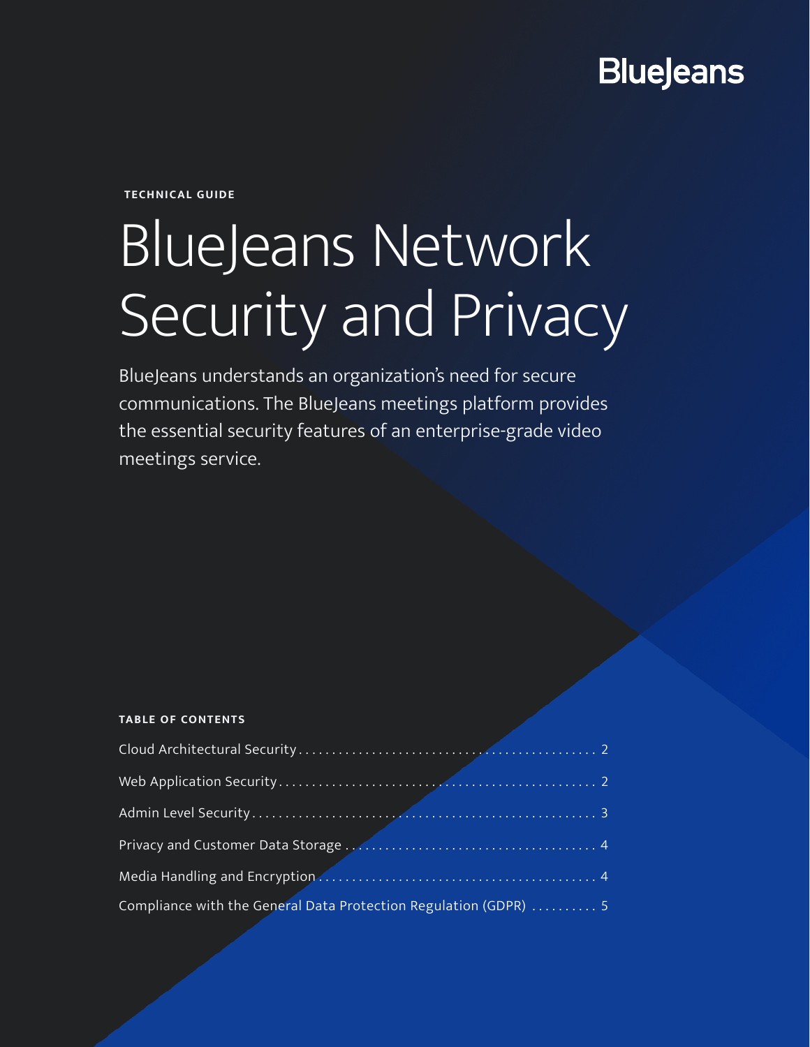BlueJeans

TECHNICAL GUIDE

# BlueJeans Network Security and Privacy

BlueJeans understands an organization's need for secure communications. The BlueJeans meetings platform provides the essential security features of an enterprise-grade video meetings service.

**TABLE OF CONTENTS**

Cloud Architectural Security . . . . . . . . . . . . . . . . . . . . . . . . . . . . . . . . . . . . . . . . . . . . . 2

Web Application Security . . . . . . . . . . . . . . . . . . . . . . . . . . . . . . . . . . . . . . . . . . . . . . 2

Admin Level Security . . . . . . . . . . . . . . . . . . . . . . . . . . . . . . . . . . . . . . . . . . . . . . . . . . 3

Privacy and Customer Data Storage . . . . . . . . . . . . . . . . . . . . . . . . . . . . . . . . . . . . 4

Media Handling and Encryption . . . . . . . . . . . . . . . . . . . . . . . . . . . . . . . . . . . . . . . . . 4

Compliance with the General Data Protection Regulation (GDPR) . . . . . . . . . . 5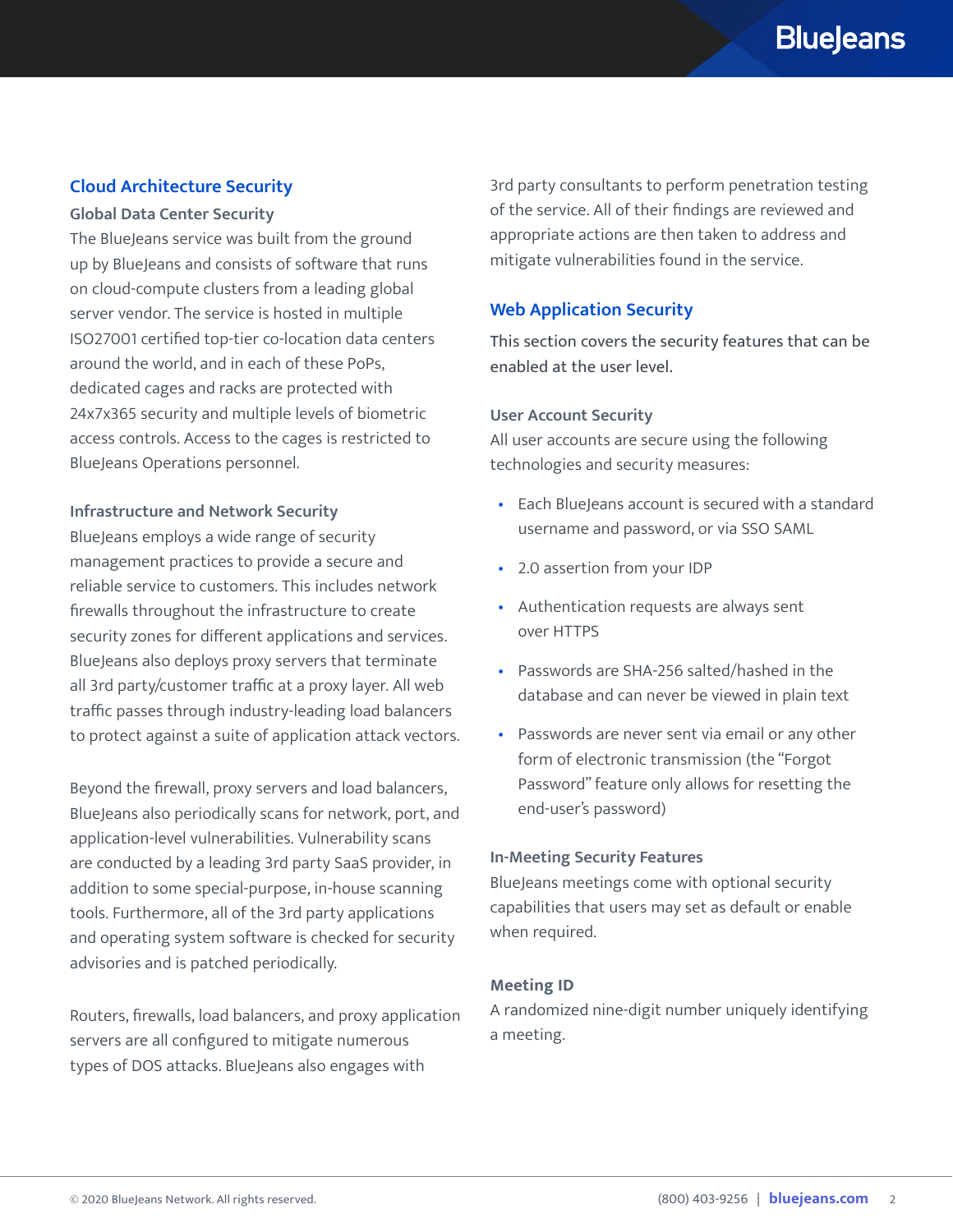## Cloud Architecture Security

### Global Data Center Security

The BlueJeans service was built from the ground up by BlueJeans and consists of software that runs on cloud-compute clusters from a leading global server vendor. The service is hosted in multiple ISO27001 certified top-tier co-location data centers around the world, and in each of these PoPs, dedicated cages and racks are protected with 24x7x365 security and multiple levels of biometric access controls. Access to the cages is restricted to BlueJeans Operations personnel.

### Infrastructure and Network Security

BlueJeans employs a wide range of security management practices to provide a secure and reliable service to customers. This includes network firewalls throughout the infrastructure to create security zones for different applications and services. BlueJeans also deploys proxy servers that terminate all 3rd party/customer traffic at a proxy layer. All web traffic passes through industry-leading load balancers to protect against a suite of application attack vectors.

Beyond the firewall, proxy servers and load balancers, BlueJeans also periodically scans for network, port, and application-level vulnerabilities. Vulnerability scans are conducted by a leading 3rd party SaaS provider, in addition to some special-purpose, in-house scanning tools. Furthermore, all of the 3rd party applications and operating system software is checked for security advisories and is patched periodically.

Routers, firewalls, load balancers, and proxy application servers are all configured to mitigate numerous types of DOS attacks. BlueJeans also engages with 3rd party consultants to perform penetration testing of the service. All of their findings are reviewed and appropriate actions are then taken to address and mitigate vulnerabilities found in the service.

## Web Application Security

This section covers the security features that can be enabled at the user level.

### User Account Security

All user accounts are secure using the following technologies and security measures:

- Each BlueJeans account is secured with a standard username and password, or via SSO SAML
- 2.0 assertion from your IDP
- Authentication requests are always sent over HTTPS
- Passwords are SHA-256 salted/hashed in the database and can never be viewed in plain text
- Passwords are never sent via email or any other form of electronic transmission (the "Forgot Password" feature only allows for resetting the end-user's password)

### In-Meeting Security Features

BlueJeans meetings come with optional security capabilities that users may set as default or enable when required.

### Meeting ID

A randomized nine-digit number uniquely identifying a meeting.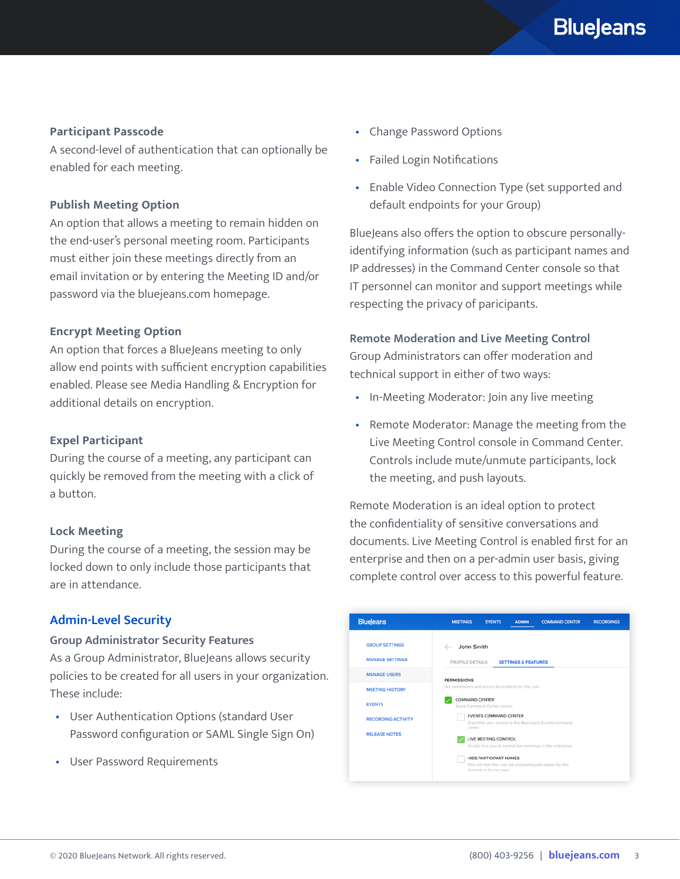**Participant Passcode**
A second-level of authentication that can optionally be enabled for each meeting.

**Publish Meeting Option**
An option that allows a meeting to remain hidden on the end-user's personal meeting room. Participants must either join these meetings directly from an email invitation or by entering the Meeting ID and/or password via the bluejeans.com homepage.

**Encrypt Meeting Option**
An option that forces a BlueJeans meeting to only allow end points with sufficient encryption capabilities enabled. Please see Media Handling & Encryption for additional details on encryption.

**Expel Participant**
During the course of a meeting, any participant can quickly be removed from the meeting with a click of a button.

**Lock Meeting**
During the course of a meeting, the session may be locked down to only include those participants that are in attendance.

## Admin-Level Security

**Group Administrator Security Features**
As a Group Administrator, BlueJeans allows security policies to be created for all users in your organization. These include:

- User Authentication Options (standard User Password configuration or SAML Single Sign On)
- User Password Requirements
- Change Password Options
- Failed Login Notifications
- Enable Video Connection Type (set supported and default endpoints for your Group)

BlueJeans also offers the option to obscure personally-identifying information (such as participant names and IP addresses) in the Command Center console so that IT personnel can monitor and support meetings while respecting the privacy of participants.

**Remote Moderation and Live Meeting Control**
Group Administrators can offer moderation and technical support in either of two ways:

- In-Meeting Moderator: Join any live meeting
- Remote Moderator: Manage the meeting from the Live Meeting Control console in Command Center. Controls include mute/unmute participants, lock the meeting, and push layouts.

Remote Moderation is an ideal option to protect the confidentiality of sensitive conversations and documents. Live Meeting Control is enabled first for an enterprise and then on a per-admin user basis, giving complete control over access to this powerful feature.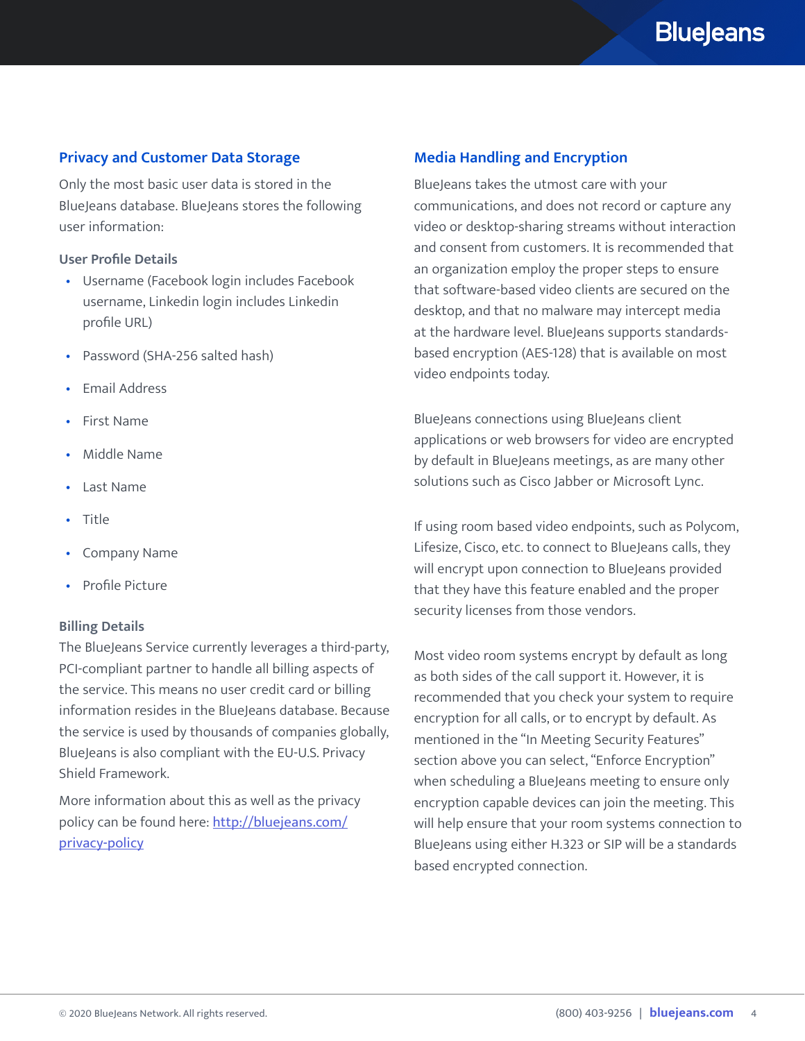## Privacy and Customer Data Storage

Only the most basic user data is stored in the BlueJeans database. BlueJeans stores the following user information:

### User Profile Details

- Username (Facebook login includes Facebook username, Linkedin login includes Linkedin profile URL)
- Password (SHA-256 salted hash)
- Email Address
- First Name
- Middle Name
- Last Name
- Title
- Company Name
- Profile Picture

### Billing Details

The BlueJeans Service currently leverages a third-party, PCI-compliant partner to handle all billing aspects of the service. This means no user credit card or billing information resides in the BlueJeans database. Because the service is used by thousands of companies globally, BlueJeans is also compliant with the EU-U.S. Privacy Shield Framework.

More information about this as well as the privacy policy can be found here: [http://bluejeans.com/privacy-policy](http://bluejeans.com/privacy-policy)

## Media Handling and Encryption

BlueJeans takes the utmost care with your communications, and does not record or capture any video or desktop-sharing streams without interaction and consent from customers. It is recommended that an organization employ the proper steps to ensure that software-based video clients are secured on the desktop, and that no malware may intercept media at the hardware level. BlueJeans supports standards-based encryption (AES-128) that is available on most video endpoints today.

BlueJeans connections using BlueJeans client applications or web browsers for video are encrypted by default in BlueJeans meetings, as are many other solutions such as Cisco Jabber or Microsoft Lync.

If using room based video endpoints, such as Polycom, Lifesize, Cisco, etc. to connect to BlueJeans calls, they will encrypt upon connection to BlueJeans provided that they have this feature enabled and the proper security licenses from those vendors.

Most video room systems encrypt by default as long as both sides of the call support it. However, it is recommended that you check your system to require encryption for all calls, or to encrypt by default. As mentioned in the "In Meeting Security Features" section above you can select, "Enforce Encryption" when scheduling a BlueJeans meeting to ensure only encryption capable devices can join the meeting. This will help ensure that your room systems connection to BlueJeans using either H.323 or SIP will be a standards based encrypted connection.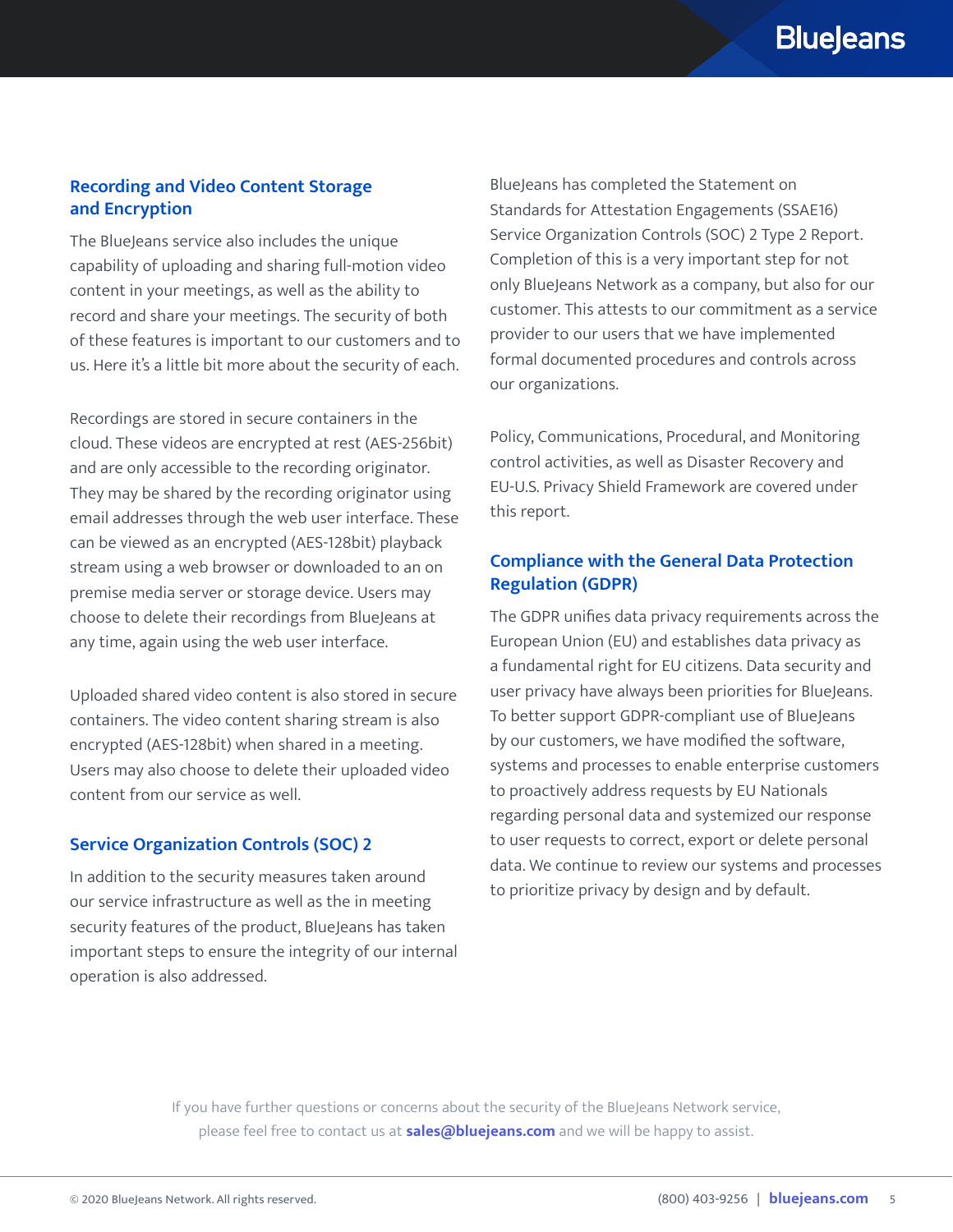## Recording and Video Content Storage and Encryption

The BlueJeans service also includes the unique capability of uploading and sharing full-motion video content in your meetings, as well as the ability to record and share your meetings. The security of both of these features is important to our customers and to us. Here it's a little bit more about the security of each.

Recordings are stored in secure containers in the cloud. These videos are encrypted at rest (AES-256bit) and are only accessible to the recording originator. They may be shared by the recording originator using email addresses through the web user interface. These can be viewed as an encrypted (AES-128bit) playback stream using a web browser or downloaded to an on premise media server or storage device. Users may choose to delete their recordings from BlueJeans at any time, again using the web user interface.

Uploaded shared video content is also stored in secure containers. The video content sharing stream is also encrypted (AES-128bit) when shared in a meeting. Users may also choose to delete their uploaded video content from our service as well.

## Service Organization Controls (SOC) 2

In addition to the security measures taken around our service infrastructure as well as the in meeting security features of the product, BlueJeans has taken important steps to ensure the integrity of our internal operation is also addressed.

BlueJeans has completed the Statement on Standards for Attestation Engagements (SSAE16) Service Organization Controls (SOC) 2 Type 2 Report. Completion of this is a very important step for not only BlueJeans Network as a company, but also for our customer. This attests to our commitment as a service provider to our users that we have implemented formal documented procedures and controls across our organizations.

Policy, Communications, Procedural, and Monitoring control activities, as well as Disaster Recovery and EU-U.S. Privacy Shield Framework are covered under this report.

## Compliance with the General Data Protection Regulation (GDPR)

The GDPR unifies data privacy requirements across the European Union (EU) and establishes data privacy as a fundamental right for EU citizens. Data security and user privacy have always been priorities for BlueJeans. To better support GDPR-compliant use of BlueJeans by our customers, we have modified the software, systems and processes to enable enterprise customers to proactively address requests by EU Nationals regarding personal data and systemized our response to user requests to correct, export or delete personal data. We continue to review our systems and processes to prioritize privacy by design and by default.

If you have further questions or concerns about the security of the BlueJeans Network service, please feel free to contact us at **sales@bluejeans.com** and we will be happy to assist.